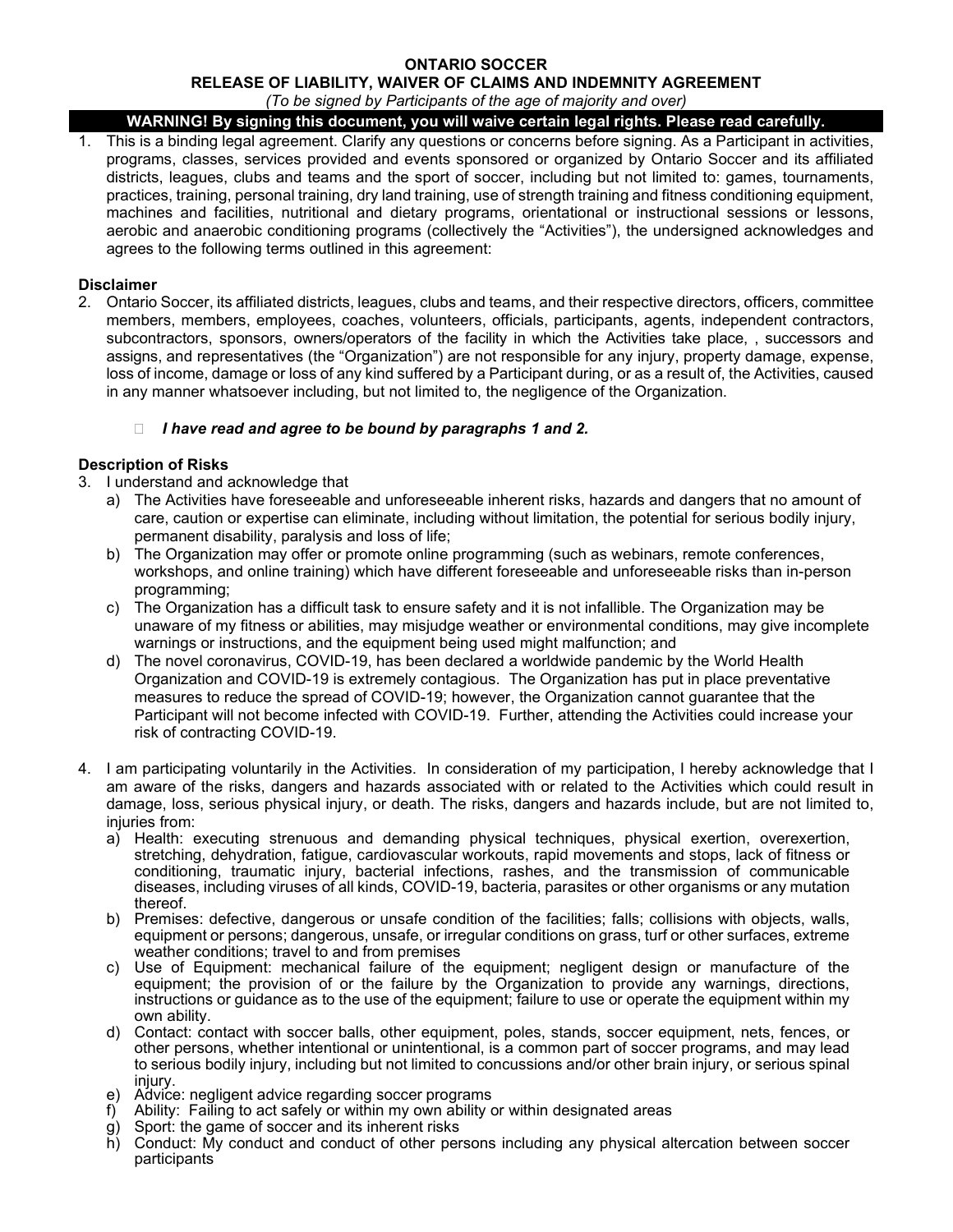**ONTARIO SOCCER**

**RELEASE OF LIABILITY, WAIVER OF CLAIMS AND INDEMNITY AGREEMENT**

*(To be signed by Participants of the age of majority and over)*

**WARNING! By signing this document, you will waive certain legal rights. Please read carefully.**

1. This is a binding legal agreement. Clarify any questions or concerns before signing. As a Participant in activities, programs, classes, services provided and events sponsored or organized by Ontario Soccer and its affiliated districts, leagues, clubs and teams and the sport of soccer, including but not limited to: games, tournaments, practices, training, personal training, dry land training, use of strength training and fitness conditioning equipment, machines and facilities, nutritional and dietary programs, orientational or instructional sessions or lessons, aerobic and anaerobic conditioning programs (collectively the "Activities"), the undersigned acknowledges and agrees to the following terms outlined in this agreement:

**Disclaimer**

2. Ontario Soccer, its affiliated districts, leagues, clubs and teams, and their respective directors, officers, committee members, members, employees, coaches, volunteers, officials, participants, agents, independent contractors, subcontractors, sponsors, owners/operators of the facility in which the Activities take place, , successors and assigns, and representatives (the "Organization") are not responsible for any injury, property damage, expense, loss of income, damage or loss of any kind suffered by a Participant during, or as a result of, the Activities, caused in any manner whatsoever including, but not limited to, the negligence of the Organization.

☐ ***I have read and agree to be bound by paragraphs 1 and 2.***

**Description of Risks**

3. I understand and acknowledge that
   a) The Activities have foreseeable and unforeseeable inherent risks, hazards and dangers that no amount of care, caution or expertise can eliminate, including without limitation, the potential for serious bodily injury, permanent disability, paralysis and loss of life;
   b) The Organization may offer or promote online programming (such as webinars, remote conferences, workshops, and online training) which have different foreseeable and unforeseeable risks than in-person programming;
   c) The Organization has a difficult task to ensure safety and it is not infallible. The Organization may be unaware of my fitness or abilities, may misjudge weather or environmental conditions, may give incomplete warnings or instructions, and the equipment being used might malfunction; and
   d) The novel coronavirus, COVID-19, has been declared a worldwide pandemic by the World Health Organization and COVID-19 is extremely contagious. The Organization has put in place preventative measures to reduce the spread of COVID-19; however, the Organization cannot guarantee that the Participant will not become infected with COVID-19. Further, attending the Activities could increase your risk of contracting COVID-19.

4. I am participating voluntarily in the Activities. In consideration of my participation, I hereby acknowledge that I am aware of the risks, dangers and hazards associated with or related to the Activities which could result in damage, loss, serious physical injury, or death. The risks, dangers and hazards include, but are not limited to, injuries from:
   a) Health: executing strenuous and demanding physical techniques, physical exertion, overexertion, stretching, dehydration, fatigue, cardiovascular workouts, rapid movements and stops, lack of fitness or conditioning, traumatic injury, bacterial infections, rashes, and the transmission of communicable diseases, including viruses of all kinds, COVID-19, bacteria, parasites or other organisms or any mutation thereof.
   b) Premises: defective, dangerous or unsafe condition of the facilities; falls; collisions with objects, walls, equipment or persons; dangerous, unsafe, or irregular conditions on grass, turf or other surfaces, extreme weather conditions; travel to and from premises
   c) Use of Equipment: mechanical failure of the equipment; negligent design or manufacture of the equipment; the provision of or the failure by the Organization to provide any warnings, directions, instructions or guidance as to the use of the equipment; failure to use or operate the equipment within my own ability.
   d) Contact: contact with soccer balls, other equipment, poles, stands, soccer equipment, nets, fences, or other persons, whether intentional or unintentional, is a common part of soccer programs, and may lead to serious bodily injury, including but not limited to concussions and/or other brain injury, or serious spinal injury.
   e) Advice: negligent advice regarding soccer programs
   f) Ability: Failing to act safely or within my own ability or within designated areas
   g) Sport: the game of soccer and its inherent risks
   h) Conduct: My conduct and conduct of other persons including any physical altercation between soccer participants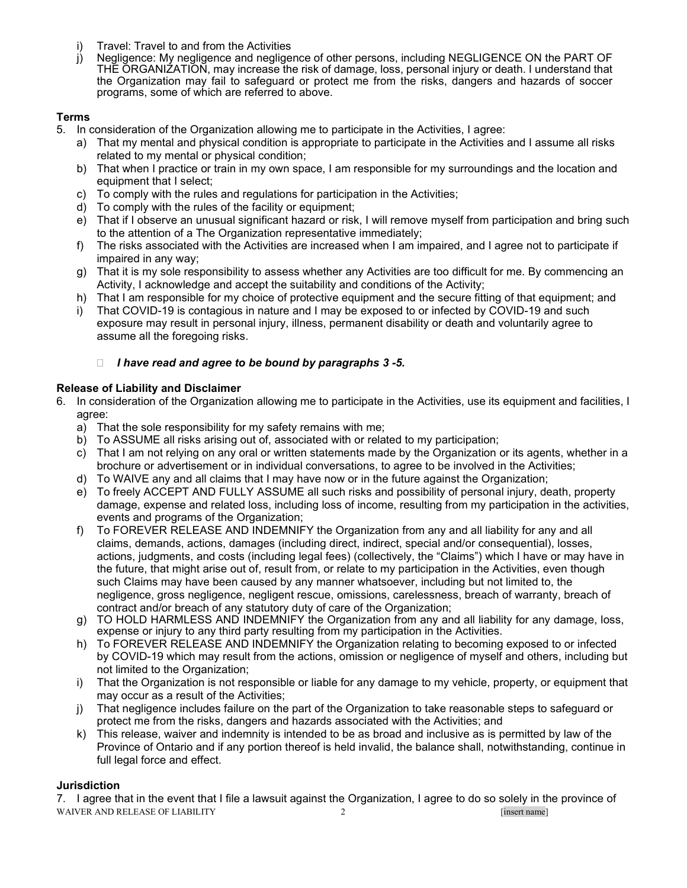i) Travel: Travel to and from the Activities
j) Negligence: My negligence and negligence of other persons, including NEGLIGENCE ON the PART OF THE ORGANIZATION, may increase the risk of damage, loss, personal injury or death. I understand that the Organization may fail to safeguard or protect me from the risks, dangers and hazards of soccer programs, some of which are referred to above.

**Terms**

5. In consideration of the Organization allowing me to participate in the Activities, I agree:
   a) That my mental and physical condition is appropriate to participate in the Activities and I assume all risks related to my mental or physical condition;
   b) That when I practice or train in my own space, I am responsible for my surroundings and the location and equipment that I select;
   c) To comply with the rules and regulations for participation in the Activities;
   d) To comply with the rules of the facility or equipment;
   e) That if I observe an unusual significant hazard or risk, I will remove myself from participation and bring such to the attention of a The Organization representative immediately;
   f) The risks associated with the Activities are increased when I am impaired, and I agree not to participate if impaired in any way;
   g) That it is my sole responsibility to assess whether any Activities are too difficult for me. By commencing an Activity, I acknowledge and accept the suitability and conditions of the Activity;
   h) That I am responsible for my choice of protective equipment and the secure fitting of that equipment; and
   i) That COVID-19 is contagious in nature and I may be exposed to or infected by COVID-19 and such exposure may result in personal injury, illness, permanent disability or death and voluntarily agree to assume all the foregoing risks.

☐ ***I have read and agree to be bound by paragraphs 3 -5.***

**Release of Liability and Disclaimer**

6. In consideration of the Organization allowing me to participate in the Activities, use its equipment and facilities, I agree:
   a) That the sole responsibility for my safety remains with me;
   b) To ASSUME all risks arising out of, associated with or related to my participation;
   c) That I am not relying on any oral or written statements made by the Organization or its agents, whether in a brochure or advertisement or in individual conversations, to agree to be involved in the Activities;
   d) To WAIVE any and all claims that I may have now or in the future against the Organization;
   e) To freely ACCEPT AND FULLY ASSUME all such risks and possibility of personal injury, death, property damage, expense and related loss, including loss of income, resulting from my participation in the activities, events and programs of the Organization;
   f) To FOREVER RELEASE AND INDEMNIFY the Organization from any and all liability for any and all claims, demands, actions, damages (including direct, indirect, special and/or consequential), losses, actions, judgments, and costs (including legal fees) (collectively, the "Claims") which I have or may have in the future, that might arise out of, result from, or relate to my participation in the Activities, even though such Claims may have been caused by any manner whatsoever, including but not limited to, the negligence, gross negligence, negligent rescue, omissions, carelessness, breach of warranty, breach of contract and/or breach of any statutory duty of care of the Organization;
   g) TO HOLD HARMLESS AND INDEMNIFY the Organization from any and all liability for any damage, loss, expense or injury to any third party resulting from my participation in the Activities.
   h) To FOREVER RELEASE AND INDEMNIFY the Organization relating to becoming exposed to or infected by COVID-19 which may result from the actions, omission or negligence of myself and others, including but not limited to the Organization;
   i) That the Organization is not responsible or liable for any damage to my vehicle, property, or equipment that may occur as a result of the Activities;
   j) That negligence includes failure on the part of the Organization to take reasonable steps to safeguard or protect me from the risks, dangers and hazards associated with the Activities; and
   k) This release, waiver and indemnity is intended to be as broad and inclusive as is permitted by law of the Province of Ontario and if any portion thereof is held invalid, the balance shall, notwithstanding, continue in full legal force and effect.

**Jurisdiction**

7. I agree that in the event that I file a lawsuit against the Organization, I agree to do so solely in the province of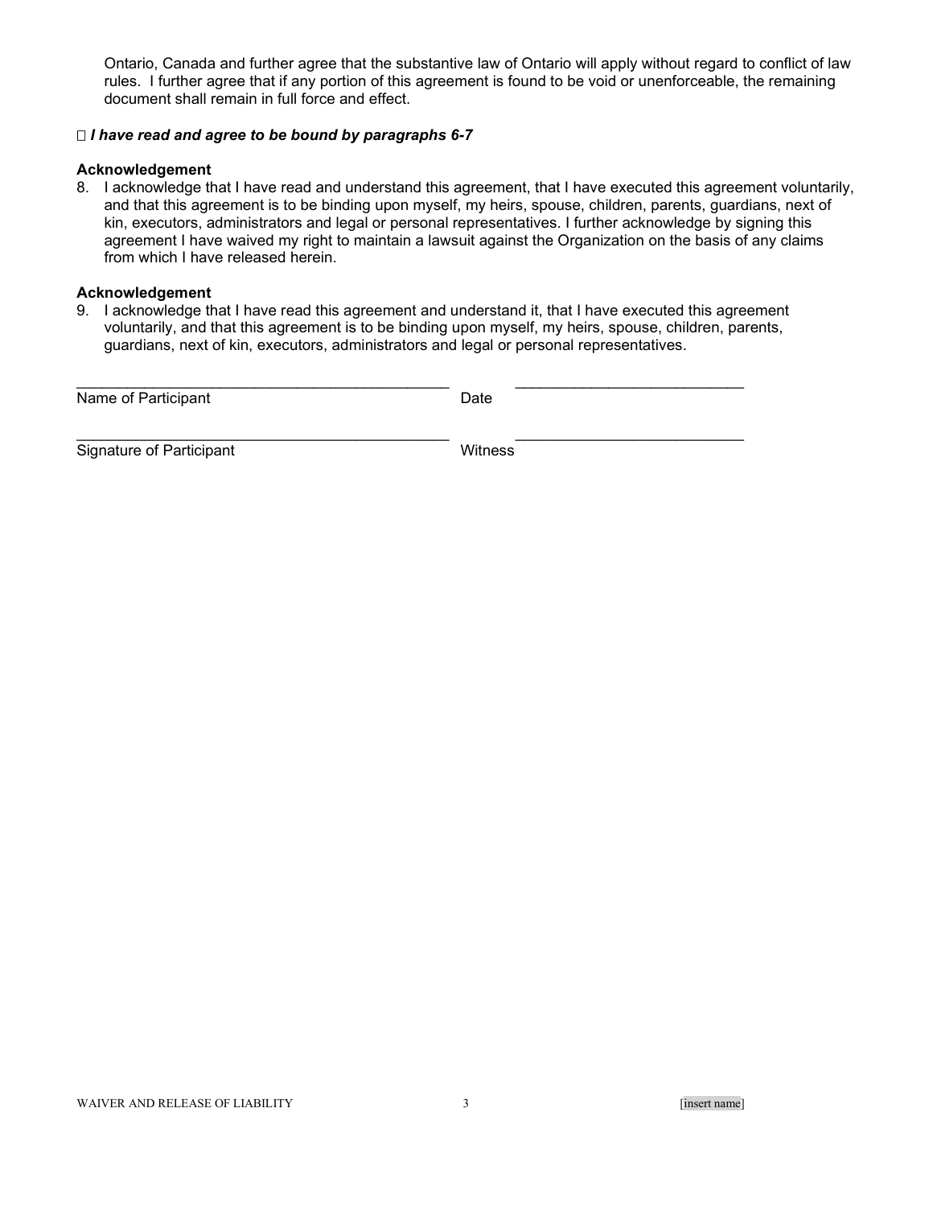Ontario, Canada and further agree that the substantive law of Ontario will apply without regard to conflict of law rules. I further agree that if any portion of this agreement is found to be void or unenforceable, the remaining document shall remain in full force and effect.

□ ***I have read and agree to be bound by paragraphs 6-7***

**Acknowledgement**

8. I acknowledge that I have read and understand this agreement, that I have executed this agreement voluntarily, and that this agreement is to be binding upon myself, my heirs, spouse, children, parents, guardians, next of kin, executors, administrators and legal or personal representatives. I further acknowledge by signing this agreement I have waived my right to maintain a lawsuit against the Organization on the basis of any claims from which I have released herein.

**Acknowledgement**

9. I acknowledge that I have read this agreement and understand it, that I have executed this agreement voluntarily, and that this agreement is to be binding upon myself, my heirs, spouse, children, parents, guardians, next of kin, executors, administrators and legal or personal representatives.

_______________________________________________ ____________________________
Name of Participant Date

_______________________________________________ ____________________________
Signature of Participant Witness